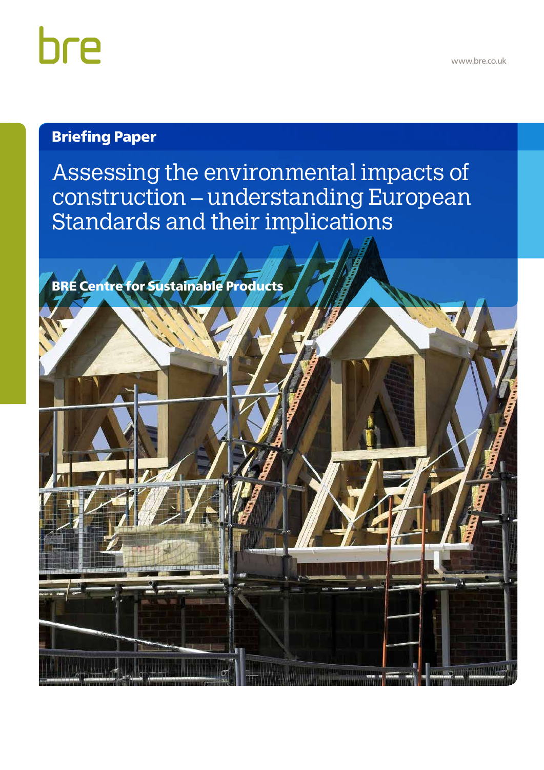bre

www.bre.co.uk

**Briefing Paper**

# Assessing the environmental impacts of construction – understanding European Standards and their implications

**BRE Centre for Sustainable Products**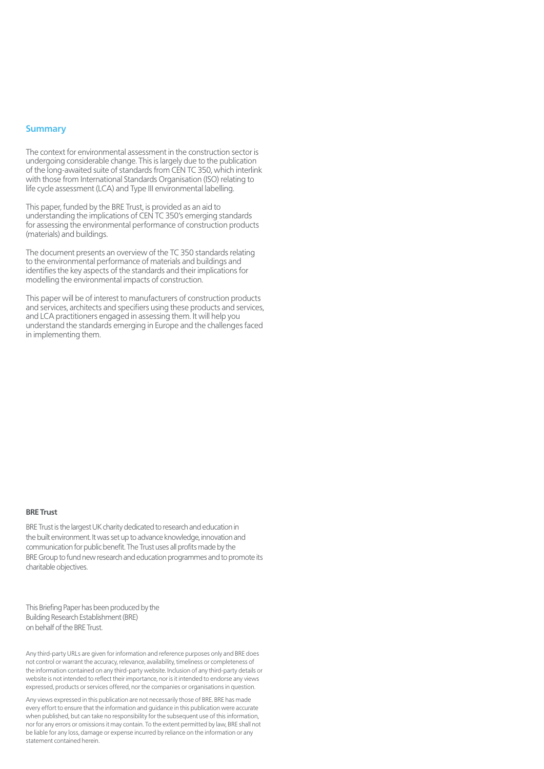## Summary

The context for environmental assessment in the construction sector is undergoing considerable change. This is largely due to the publication of the long-awaited suite of standards from CEN TC 350, which interlink with those from International Standards Organisation (ISO) relating to life cycle assessment (LCA) and Type III environmental labelling.

This paper, funded by the BRE Trust, is provided as an aid to understanding the implications of CEN TC 350's emerging standards for assessing the environmental performance of construction products (materials) and buildings.

The document presents an overview of the TC 350 standards relating to the environmental performance of materials and buildings and identifies the key aspects of the standards and their implications for modelling the environmental impacts of construction.

This paper will be of interest to manufacturers of construction products and services, architects and specifiers using these products and services, and LCA practitioners engaged in assessing them. It will help you understand the standards emerging in Europe and the challenges faced in implementing them.

**BRE Trust**

BRE Trust is the largest UK charity dedicated to research and education in the built environment. It was set up to advance knowledge, innovation and communication for public benefit. The Trust uses all profits made by the BRE Group to fund new research and education programmes and to promote its charitable objectives.

This Briefing Paper has been produced by the Building Research Establishment (BRE) on behalf of the BRE Trust.

Any third-party URLs are given for information and reference purposes only and BRE does not control or warrant the accuracy, relevance, availability, timeliness or completeness of the information contained on any third-party website. Inclusion of any third-party details or website is not intended to reflect their importance, nor is it intended to endorse any views expressed, products or services offered, nor the companies or organisations in question.

Any views expressed in this publication are not necessarily those of BRE. BRE has made every effort to ensure that the information and guidance in this publication were accurate when published, but can take no responsibility for the subsequent use of this information, nor for any errors or omissions it may contain. To the extent permitted by law, BRE shall not be liable for any loss, damage or expense incurred by reliance on the information or any statement contained herein.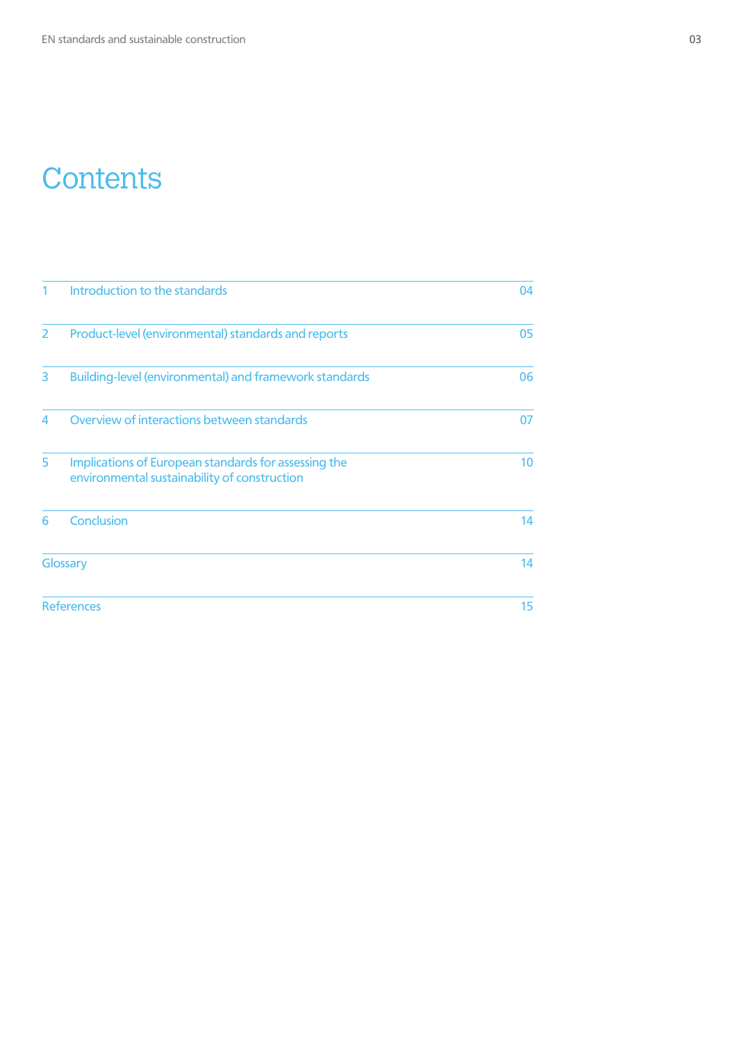# Contents

| | | |
|---|---|---|
| 1 | Introduction to the standards | 04 |
| 2 | Product-level (environmental) standards and reports | 05 |
| 3 | Building-level (environmental) and framework standards | 06 |
| 4 | Overview of interactions between standards | 07 |
| 5 | Implications of European standards for assessing the environmental sustainability of construction | 10 |
| 6 | Conclusion | 14 |
| Glossary | | 14 |
| References | | 15 |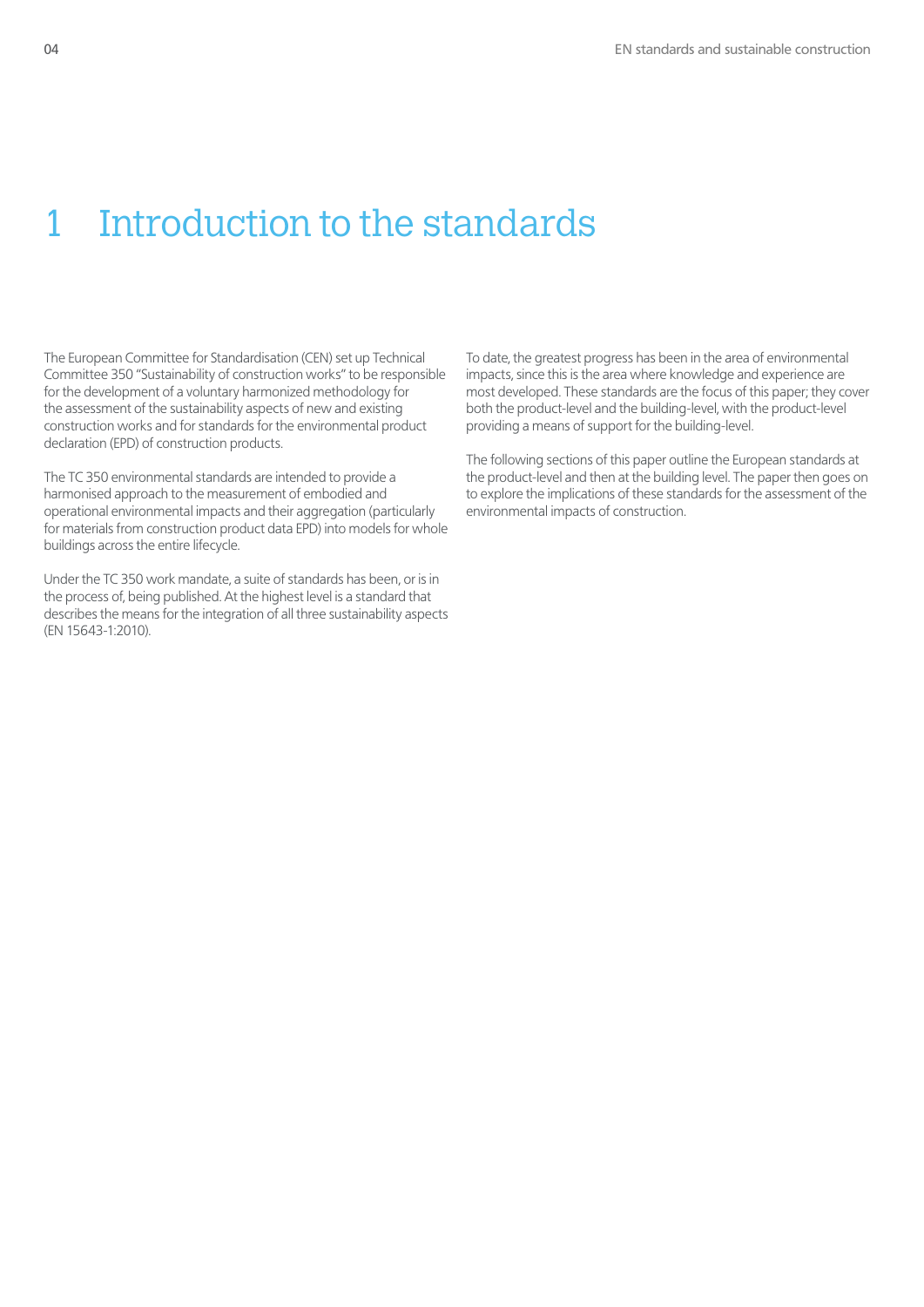# 1 Introduction to the standards

The European Committee for Standardisation (CEN) set up Technical Committee 350 "Sustainability of construction works" to be responsible for the development of a voluntary harmonized methodology for the assessment of the sustainability aspects of new and existing construction works and for standards for the environmental product declaration (EPD) of construction products.

The TC 350 environmental standards are intended to provide a harmonised approach to the measurement of embodied and operational environmental impacts and their aggregation (particularly for materials from construction product data EPD) into models for whole buildings across the entire lifecycle.

Under the TC 350 work mandate, a suite of standards has been, or is in the process of, being published. At the highest level is a standard that describes the means for the integration of all three sustainability aspects (EN 15643-1:2010).

To date, the greatest progress has been in the area of environmental impacts, since this is the area where knowledge and experience are most developed. These standards are the focus of this paper; they cover both the product-level and the building-level, with the product-level providing a means of support for the building-level.

The following sections of this paper outline the European standards at the product-level and then at the building level. The paper then goes on to explore the implications of these standards for the assessment of the environmental impacts of construction.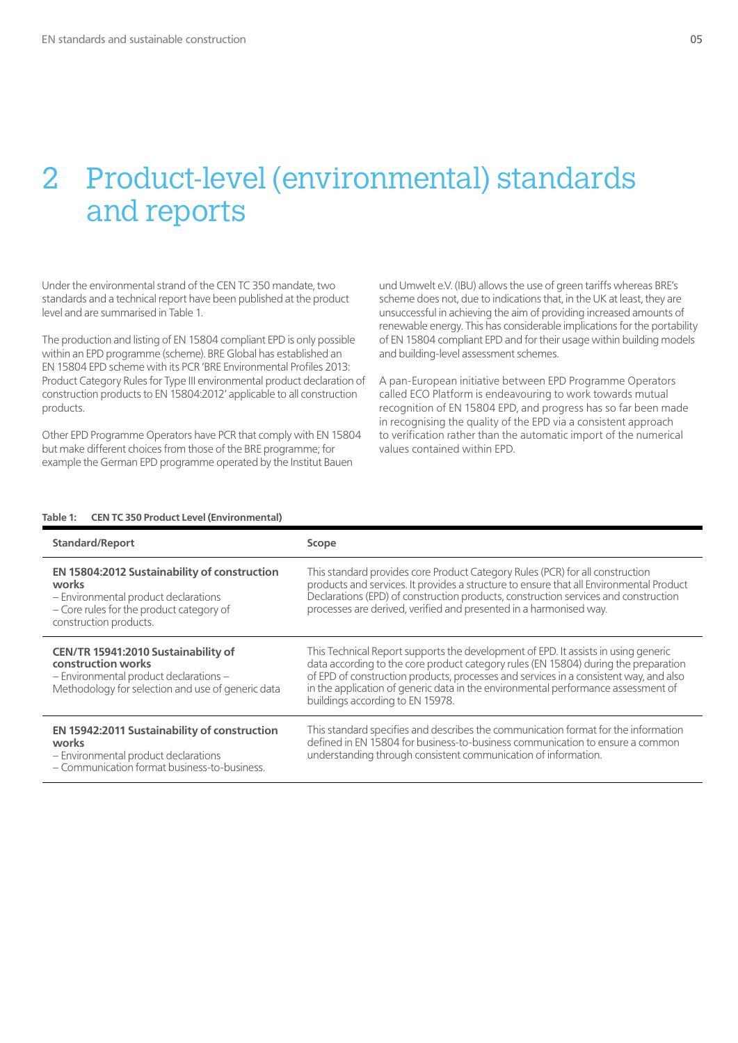# 2 Product-level (environmental) standards and reports

Under the environmental strand of the CEN TC 350 mandate, two standards and a technical report have been published at the product level and are summarised in Table 1.

The production and listing of EN 15804 compliant EPD is only possible within an EPD programme (scheme). BRE Global has established an EN 15804 EPD scheme with its PCR 'BRE Environmental Profiles 2013: Product Category Rules for Type III environmental product declaration of construction products to EN 15804:2012' applicable to all construction products.

Other EPD Programme Operators have PCR that comply with EN 15804 but make different choices from those of the BRE programme; for example the German EPD programme operated by the Institut Bauen und Umwelt e.V. (IBU) allows the use of green tariffs whereas BRE's scheme does not, due to indications that, in the UK at least, they are unsuccessful in achieving the aim of providing increased amounts of renewable energy. This has considerable implications for the portability of EN 15804 compliant EPD and for their usage within building models and building-level assessment schemes.

A pan-European initiative between EPD Programme Operators called ECO Platform is endeavouring to work towards mutual recognition of EN 15804 EPD, and progress has so far been made in recognising the quality of the EPD via a consistent approach to verification rather than the automatic import of the numerical values contained within EPD.

**Table 1: CEN TC 350 Product Level (Environmental)**

| Standard/Report | Scope |
|---|---|
| **EN 15804:2012 Sustainability of construction works** – Environmental product declarations – Core rules for the product category of construction products. | This standard provides core Product Category Rules (PCR) for all construction products and services. It provides a structure to ensure that all Environmental Product Declarations (EPD) of construction products, construction services and construction processes are derived, verified and presented in a harmonised way. |
| **CEN/TR 15941:2010 Sustainability of construction works** – Environmental product declarations – Methodology for selection and use of generic data | This Technical Report supports the development of EPD. It assists in using generic data according to the core product category rules (EN 15804) during the preparation of EPD of construction products, processes and services in a consistent way, and also in the application of generic data in the environmental performance assessment of buildings according to EN 15978. |
| **EN 15942:2011 Sustainability of construction works** – Environmental product declarations – Communication format business-to-business. | This standard specifies and describes the communication format for the information defined in EN 15804 for business-to-business communication to ensure a common understanding through consistent communication of information. |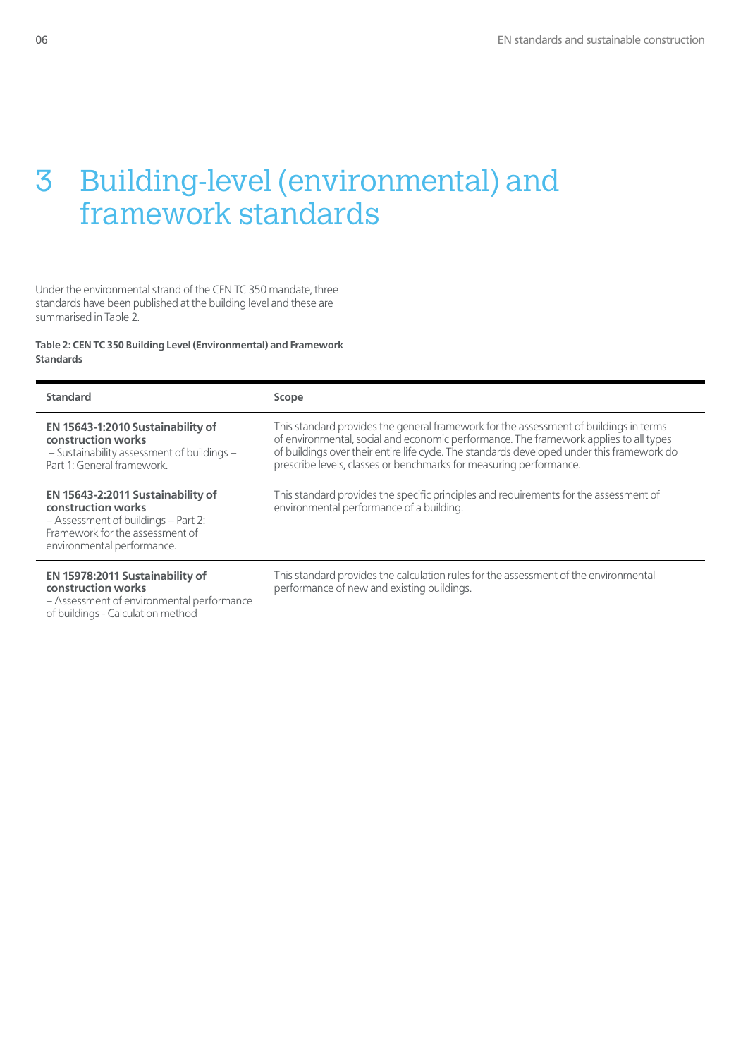# 3 Building-level (environmental) and framework standards

Under the environmental strand of the CEN TC 350 mandate, three standards have been published at the building level and these are summarised in Table 2.

**Table 2: CEN TC 350 Building Level (Environmental) and Framework Standards**

| Standard | Scope |
|---|---|
| **EN 15643-1:2010 Sustainability of construction works** – Sustainability assessment of buildings – Part 1: General framework. | This standard provides the general framework for the assessment of buildings in terms of environmental, social and economic performance. The framework applies to all types of buildings over their entire life cycle. The standards developed under this framework do prescribe levels, classes or benchmarks for measuring performance. |
| **EN 15643-2:2011 Sustainability of construction works** – Assessment of buildings – Part 2: Framework for the assessment of environmental performance. | This standard provides the specific principles and requirements for the assessment of environmental performance of a building. |
| **EN 15978:2011 Sustainability of construction works** – Assessment of environmental performance of buildings - Calculation method | This standard provides the calculation rules for the assessment of the environmental performance of new and existing buildings. |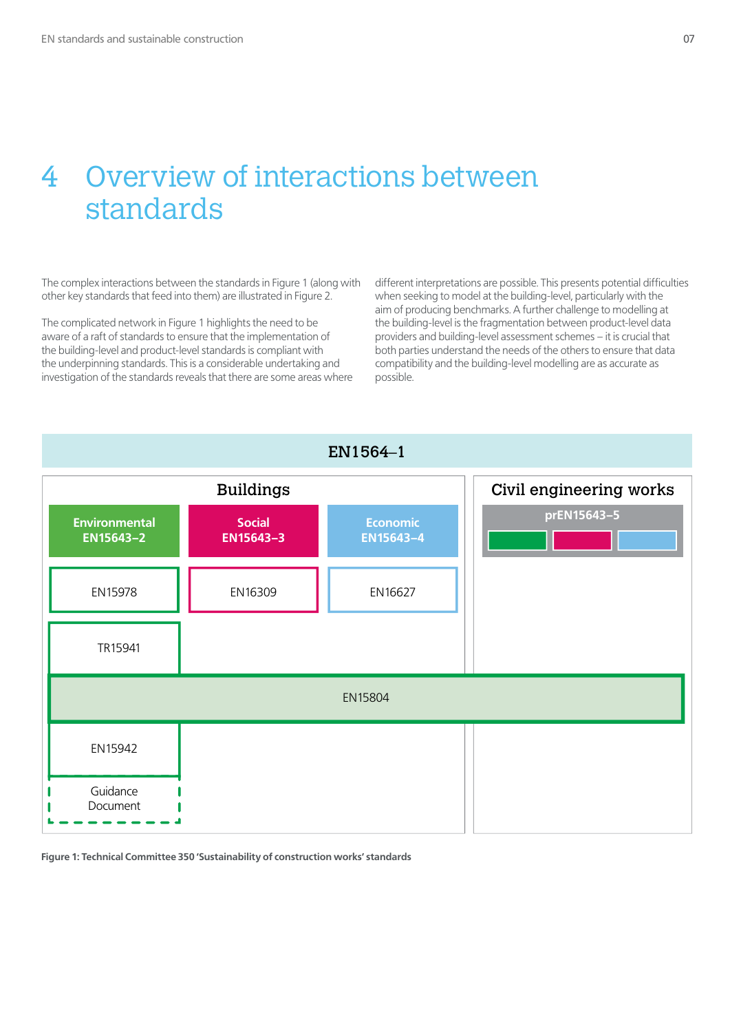# 4 Overview of interactions between standards

The complex interactions between the standards in Figure 1 (along with other key standards that feed into them) are illustrated in Figure 2.

The complicated network in Figure 1 highlights the need to be aware of a raft of standards to ensure that the implementation of the building-level and product-level standards is compliant with the underpinning standards. This is a considerable undertaking and investigation of the standards reveals that there are some areas where different interpretations are possible. This presents potential difficulties when seeking to model at the building-level, particularly with the aim of producing benchmarks. A further challenge to modelling at the building-level is the fragmentation between product-level data providers and building-level assessment schemes – it is crucial that both parties understand the needs of the others to ensure that data compatibility and the building-level modelling are as accurate as possible.

EN1564–1

Buildings

Environmental EN15643–2

Social EN15643–3

Economic EN15643–4

Civil engineering works

prEN15643–5

EN15978

EN16309

EN16627

TR15941

EN15804

EN15942

Guidance Document

**Figure 1: Technical Committee 350 'Sustainability of construction works' standards**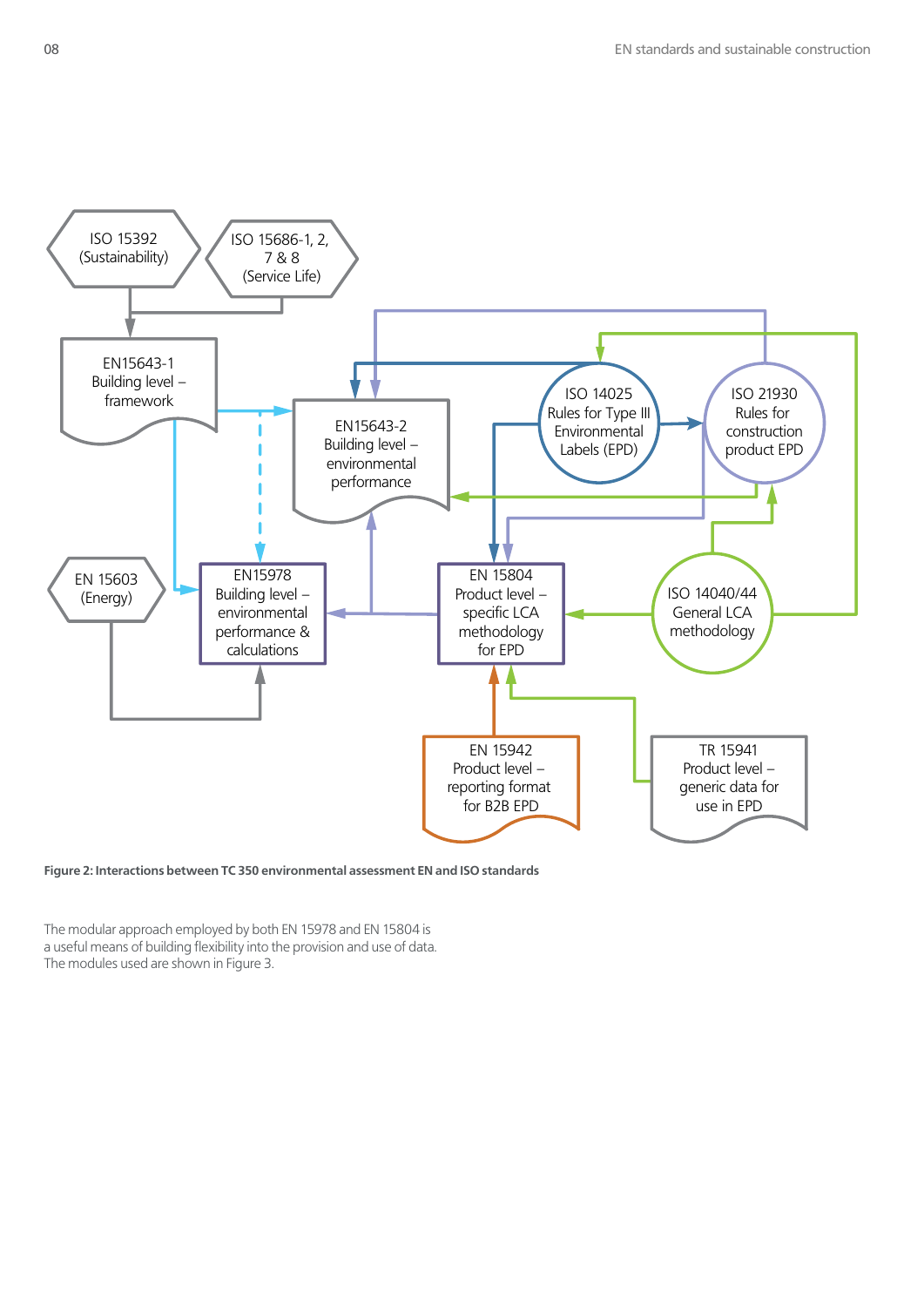ISO 15392 (Sustainability)

ISO 15686-1, 2, 7 & 8 (Service Life)

EN15643-1 Building level – framework

EN15643-2 Building level – environmental performance

ISO 14025 Rules for Type III Environmental Labels (EPD)

ISO 21930 Rules for construction product EPD

EN 15603 (Energy)

EN15978 Building level – environmental performance & calculations

EN 15804 Product level – specific LCA methodology for EPD

ISO 14040/44 General LCA methodology

EN 15942 Product level – reporting format for B2B EPD

TR 15941 Product level – generic data for use in EPD

**Figure 2: Interactions between TC 350 environmental assessment EN and ISO standards**

The modular approach employed by both EN 15978 and EN 15804 is a useful means of building flexibility into the provision and use of data. The modules used are shown in Figure 3.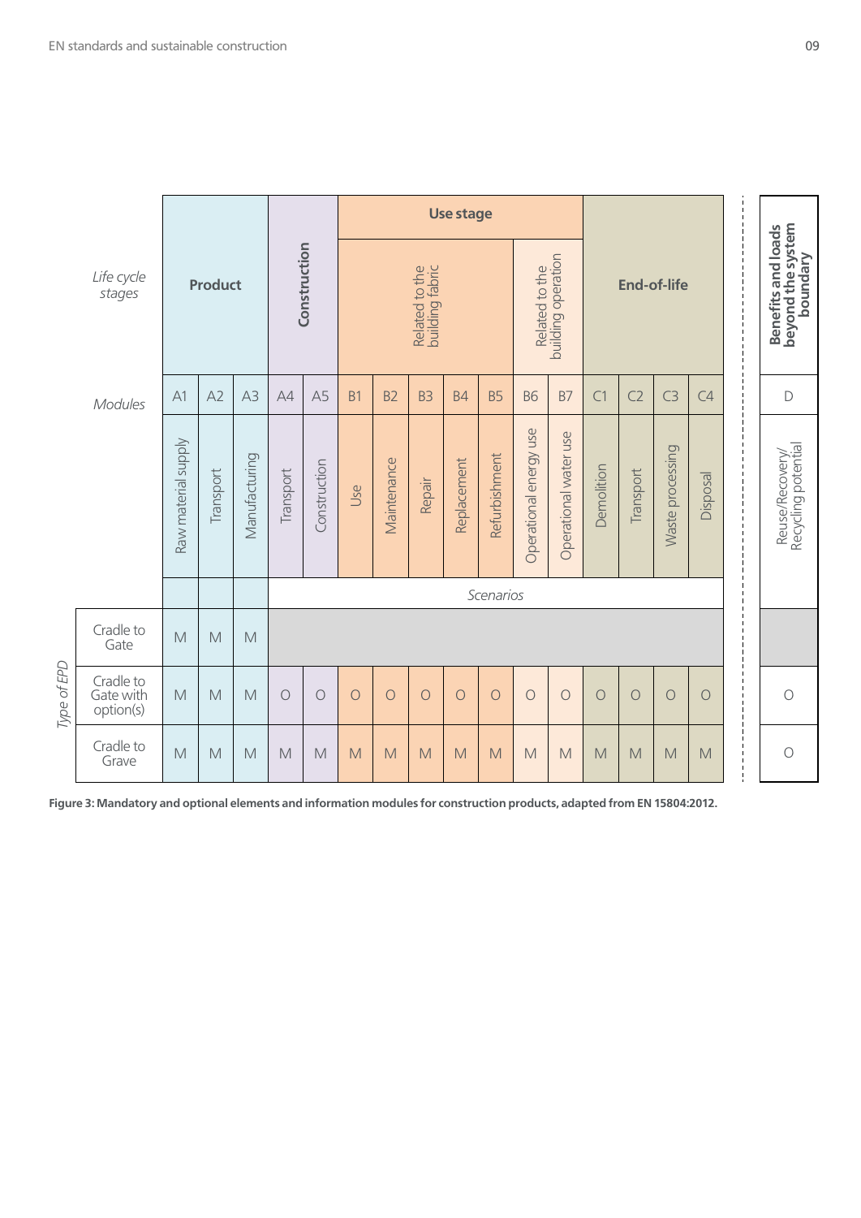| *Life cycle stages* | Product | | | Construction | | Use stage | | | | | | | End-of-life | | | | Benefits and loads beyond the system boundary |
|---|---|---|---|---|---|---|---|---|---|---|---|---|---|---|---|---|---|
| | | | | | | Related to the building fabric | | | | | Related to the building operation | | | | | | |
| *Modules* | A1 | A2 | A3 | A4 | A5 | B1 | B2 | B3 | B4 | B5 | B6 | B7 | C1 | C2 | C3 | C4 | D |
| | Raw material supply | Transport | Manufacturing | Transport | Construction | Use | Maintenance | Repair | Replacement | Refurbishment | Operational energy use | Operational water use | Demolition | Transport | Waste processing | Disposal | Reuse/Recovery/ Recycling potential |
| | | | | *Scenarios* | | | | | | | | | | | | | |
| *Type of EPD*: Cradle to Gate | M | M | M | | | | | | | | | | | | | | |
| *Type of EPD*: Cradle to Gate with option(s) | M | M | M | O | O | O | O | O | O | O | O | O | O | O | O | O | O |
| *Type of EPD*: Cradle to Grave | M | M | M | M | M | M | M | M | M | M | M | M | M | M | M | M | O |

**Figure 3: Mandatory and optional elements and information modules for construction products, adapted from EN 15804:2012.**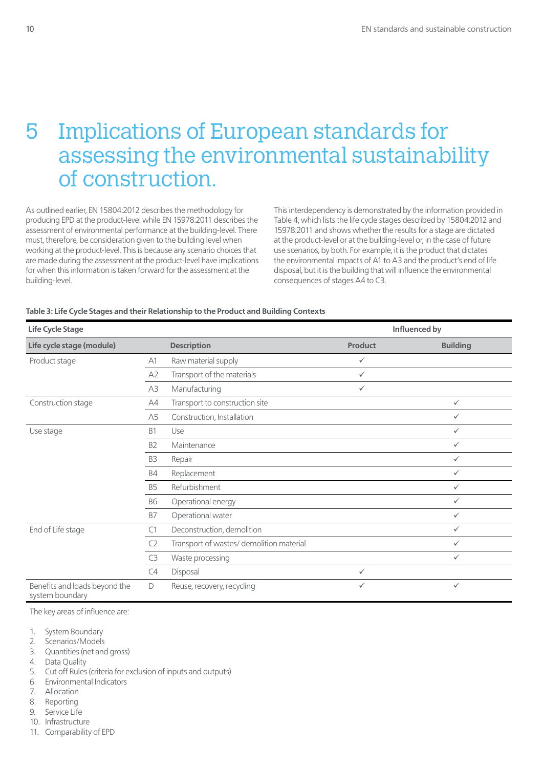# 5 Implications of European standards for assessing the environmental sustainability of construction.

As outlined earlier, EN 15804:2012 describes the methodology for producing EPD at the product-level while EN 15978:2011 describes the assessment of environmental performance at the building-level. There must, therefore, be consideration given to the building level when working at the product-level. This is because any scenario choices that are made during the assessment at the product-level have implications for when this information is taken forward for the assessment at the building-level.

This interdependency is demonstrated by the information provided in Table 4, which lists the life cycle stages described by 15804:2012 and 15978:2011 and shows whether the results for a stage are dictated at the product-level or at the building-level or, in the case of future use scenarios, by both. For example, it is the product that dictates the environmental impacts of A1 to A3 and the product's end of life disposal, but it is the building that will influence the environmental consequences of stages A4 to C3.

**Table 3: Life Cycle Stages and their Relationship to the Product and Building Contexts**

| Life Cycle Stage | | | Influenced by | |
|---|---|---|---|---|
| **Life cycle stage (module)** | | **Description** | **Product** | **Building** |
| Product stage | A1 | Raw material supply | ✓ | |
| | A2 | Transport of the materials | ✓ | |
| | A3 | Manufacturing | ✓ | |
| Construction stage | A4 | Transport to construction site | | ✓ |
| | A5 | Construction, Installation | | ✓ |
| Use stage | B1 | Use | | ✓ |
| | B2 | Maintenance | | ✓ |
| | B3 | Repair | | ✓ |
| | B4 | Replacement | | ✓ |
| | B5 | Refurbishment | | ✓ |
| | B6 | Operational energy | | ✓ |
| | B7 | Operational water | | ✓ |
| End of Life stage | C1 | Deconstruction, demolition | | ✓ |
| | C2 | Transport of wastes/ demolition material | | ✓ |
| | C3 | Waste processing | | ✓ |
| | C4 | Disposal | ✓ | |
| Benefits and loads beyond the system boundary | D | Reuse, recovery, recycling | ✓ | ✓ |

The key areas of influence are:

1. System Boundary
2. Scenarios/Models
3. Quantities (net and gross)
4. Data Quality
5. Cut off Rules (criteria for exclusion of inputs and outputs)
6. Environmental Indicators
7. Allocation
8. Reporting
9. Service Life
10. Infrastructure
11. Comparability of EPD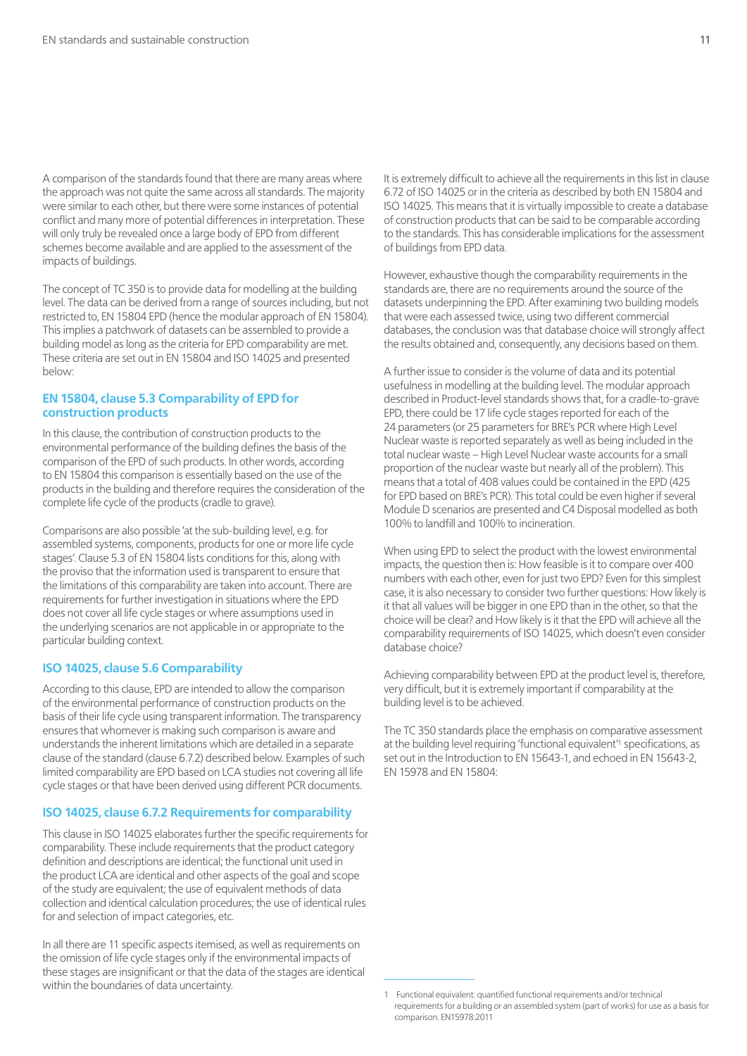A comparison of the standards found that there are many areas where the approach was not quite the same across all standards. The majority were similar to each other, but there were some instances of potential conflict and many more of potential differences in interpretation. These will only truly be revealed once a large body of EPD from different schemes become available and are applied to the assessment of the impacts of buildings.

The concept of TC 350 is to provide data for modelling at the building level. The data can be derived from a range of sources including, but not restricted to, EN 15804 EPD (hence the modular approach of EN 15804). This implies a patchwork of datasets can be assembled to provide a building model as long as the criteria for EPD comparability are met. These criteria are set out in EN 15804 and ISO 14025 and presented below:

### EN 15804, clause 5.3 Comparability of EPD for construction products

In this clause, the contribution of construction products to the environmental performance of the building defines the basis of the comparison of the EPD of such products. In other words, according to EN 15804 this comparison is essentially based on the use of the products in the building and therefore requires the consideration of the complete life cycle of the products (cradle to grave).

Comparisons are also possible 'at the sub-building level, e.g. for assembled systems, components, products for one or more life cycle stages'. Clause 5.3 of EN 15804 lists conditions for this, along with the proviso that the information used is transparent to ensure that the limitations of this comparability are taken into account. There are requirements for further investigation in situations where the EPD does not cover all life cycle stages or where assumptions used in the underlying scenarios are not applicable in or appropriate to the particular building context.

### ISO 14025, clause 5.6 Comparability

According to this clause, EPD are intended to allow the comparison of the environmental performance of construction products on the basis of their life cycle using transparent information. The transparency ensures that whomever is making such comparison is aware and understands the inherent limitations which are detailed in a separate clause of the standard (clause 6.7.2) described below. Examples of such limited comparability are EPD based on LCA studies not covering all life cycle stages or that have been derived using different PCR documents.

### ISO 14025, clause 6.7.2 Requirements for comparability

This clause in ISO 14025 elaborates further the specific requirements for comparability. These include requirements that the product category definition and descriptions are identical; the functional unit used in the product LCA are identical and other aspects of the goal and scope of the study are equivalent; the use of equivalent methods of data collection and identical calculation procedures; the use of identical rules for and selection of impact categories, etc.

In all there are 11 specific aspects itemised, as well as requirements on the omission of life cycle stages only if the environmental impacts of these stages are insignificant or that the data of the stages are identical within the boundaries of data uncertainty.

It is extremely difficult to achieve all the requirements in this list in clause 6.72 of ISO 14025 or in the criteria as described by both EN 15804 and ISO 14025. This means that it is virtually impossible to create a database of construction products that can be said to be comparable according to the standards. This has considerable implications for the assessment of buildings from EPD data.

However, exhaustive though the comparability requirements in the standards are, there are no requirements around the source of the datasets underpinning the EPD. After examining two building models that were each assessed twice, using two different commercial databases, the conclusion was that database choice will strongly affect the results obtained and, consequently, any decisions based on them.

A further issue to consider is the volume of data and its potential usefulness in modelling at the building level. The modular approach described in Product-level standards shows that, for a cradle-to-grave EPD, there could be 17 life cycle stages reported for each of the 24 parameters (or 25 parameters for BRE's PCR where High Level Nuclear waste is reported separately as well as being included in the total nuclear waste – High Level Nuclear waste accounts for a small proportion of the nuclear waste but nearly all of the problem). This means that a total of 408 values could be contained in the EPD (425 for EPD based on BRE's PCR). This total could be even higher if several Module D scenarios are presented and C4 Disposal modelled as both 100% to landfill and 100% to incineration.

When using EPD to select the product with the lowest environmental impacts, the question then is: How feasible is it to compare over 400 numbers with each other, even for just two EPD? Even for this simplest case, it is also necessary to consider two further questions: How likely is it that all values will be bigger in one EPD than in the other, so that the choice will be clear? and How likely is it that the EPD will achieve all the comparability requirements of ISO 14025, which doesn't even consider database choice?

Achieving comparability between EPD at the product level is, therefore, very difficult, but it is extremely important if comparability at the building level is to be achieved.

The TC 350 standards place the emphasis on comparative assessment at the building level requiring 'functional equivalent'[1] specifications, as set out in the Introduction to EN 15643-1, and echoed in EN 15643-2, EN 15978 and EN 15804:

---

1 Functional equivalent: quantified functional requirements and/or technical requirements for a building or an assembled system (part of works) for use as a basis for comparison. EN15978:2011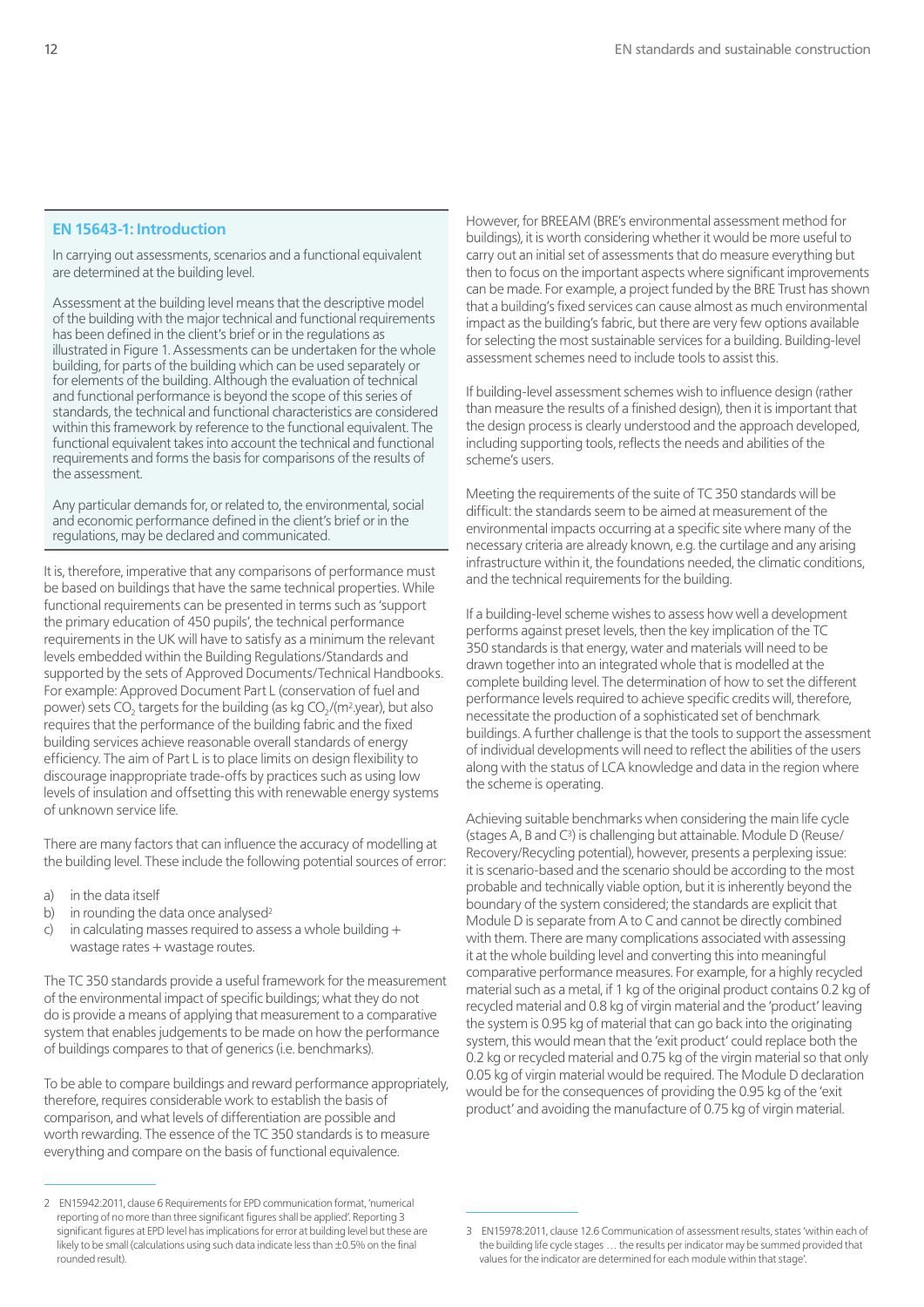### EN 15643-1: Introduction

In carrying out assessments, scenarios and a functional equivalent are determined at the building level.

Assessment at the building level means that the descriptive model of the building with the major technical and functional requirements has been defined in the client's brief or in the regulations as illustrated in Figure 1. Assessments can be undertaken for the whole building, for parts of the building which can be used separately or for elements of the building. Although the evaluation of technical and functional performance is beyond the scope of this series of standards, the technical and functional characteristics are considered within this framework by reference to the functional equivalent. The functional equivalent takes into account the technical and functional requirements and forms the basis for comparisons of the results of the assessment.

Any particular demands for, or related to, the environmental, social and economic performance defined in the client's brief or in the regulations, may be declared and communicated.

It is, therefore, imperative that any comparisons of performance must be based on buildings that have the same technical properties. While functional requirements can be presented in terms such as 'support the primary education of 450 pupils', the technical performance requirements in the UK will have to satisfy as a minimum the relevant levels embedded within the Building Regulations/Standards and supported by the sets of Approved Documents/Technical Handbooks. For example: Approved Document Part L (conservation of fuel and power) sets $CO_2$ targets for the building (as kg $CO_2$/(m$^2$.year), but also requires that the performance of the building fabric and the fixed building services achieve reasonable overall standards of energy efficiency. The aim of Part L is to place limits on design flexibility to discourage inappropriate trade-offs by practices such as using low levels of insulation and offsetting this with renewable energy systems of unknown service life.

There are many factors that can influence the accuracy of modelling at the building level. These include the following potential sources of error:

a) in the data itself
b) in rounding the data once analysed[2]
c) in calculating masses required to assess a whole building + wastage rates + wastage routes.

The TC 350 standards provide a useful framework for the measurement of the environmental impact of specific buildings; what they do not do is provide a means of applying that measurement to a comparative system that enables judgements to be made on how the performance of buildings compares to that of generics (i.e. benchmarks).

To be able to compare buildings and reward performance appropriately, therefore, requires considerable work to establish the basis of comparison, and what levels of differentiation are possible and worth rewarding. The essence of the TC 350 standards is to measure everything and compare on the basis of functional equivalence.

However, for BREEAM (BRE's environmental assessment method for buildings), it is worth considering whether it would be more useful to carry out an initial set of assessments that do measure everything but then to focus on the important aspects where significant improvements can be made. For example, a project funded by the BRE Trust has shown that a building's fixed services can cause almost as much environmental impact as the building's fabric, but there are very few options available for selecting the most sustainable services for a building. Building-level assessment schemes need to include tools to assist this.

If building-level assessment schemes wish to influence design (rather than measure the results of a finished design), then it is important that the design process is clearly understood and the approach developed, including supporting tools, reflects the needs and abilities of the scheme's users.

Meeting the requirements of the suite of TC 350 standards will be difficult: the standards seem to be aimed at measurement of the environmental impacts occurring at a specific site where many of the necessary criteria are already known, e.g. the curtilage and any arising infrastructure within it, the foundations needed, the climatic conditions, and the technical requirements for the building.

If a building-level scheme wishes to assess how well a development performs against preset levels, then the key implication of the TC 350 standards is that energy, water and materials will need to be drawn together into an integrated whole that is modelled at the complete building level. The determination of how to set the different performance levels required to achieve specific credits will, therefore, necessitate the production of a sophisticated set of benchmark buildings. A further challenge is that the tools to support the assessment of individual developments will need to reflect the abilities of the users along with the status of LCA knowledge and data in the region where the scheme is operating.

Achieving suitable benchmarks when considering the main life cycle (stages A, B and C[3]) is challenging but attainable. Module D (Reuse/Recovery/Recycling potential), however, presents a perplexing issue: it is scenario-based and the scenario should be according to the most probable and technically viable option, but it is inherently beyond the boundary of the system considered; the standards are explicit that Module D is separate from A to C and cannot be directly combined with them. There are many complications associated with assessing it at the whole building level and converting this into meaningful comparative performance measures. For example, for a highly recycled material such as a metal, if 1 kg of the original product contains 0.2 kg of recycled material and 0.8 kg of virgin material and the 'product' leaving the system is 0.95 kg of material that can go back into the originating system, this would mean that the 'exit product' could replace both the 0.2 kg or recycled material and 0.75 kg of the virgin material so that only 0.05 kg of virgin material would be required. The Module D declaration would be for the consequences of providing the 0.95 kg of the 'exit product' and avoiding the manufacture of 0.75 kg of virgin material.

---

[2] EN15942:2011, clause 6 Requirements for EPD communication format, 'numerical reporting of no more than three significant figures shall be applied'. Reporting 3 significant figures at EPD level has implications for error at building level but these are likely to be small (calculations using such data indicate less than ±0.5% on the final rounded result).

[3] EN15978:2011, clause 12.6 Communication of assessment results, states 'within each of the building life cycle stages … the results per indicator may be summed provided that values for the indicator are determined for each module within that stage'.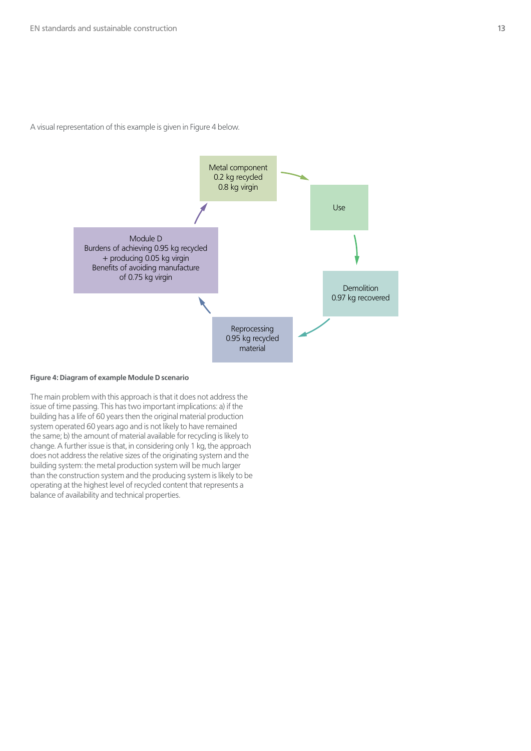A visual representation of this example is given in Figure 4 below.

Metal component
0.2 kg recycled
0.8 kg virgin

Use

Demolition
0.97 kg recovered

Reprocessing
0.95 kg recycled material

Module D
Burdens of achieving 0.95 kg recycled + producing 0.05 kg virgin
Benefits of avoiding manufacture of 0.75 kg virgin

**Figure 4: Diagram of example Module D scenario**

The main problem with this approach is that it does not address the issue of time passing. This has two important implications: a) if the building has a life of 60 years then the original material production system operated 60 years ago and is not likely to have remained the same; b) the amount of material available for recycling is likely to change. A further issue is that, in considering only 1 kg, the approach does not address the relative sizes of the originating system and the building system: the metal production system will be much larger than the construction system and the producing system is likely to be operating at the highest level of recycled content that represents a balance of availability and technical properties.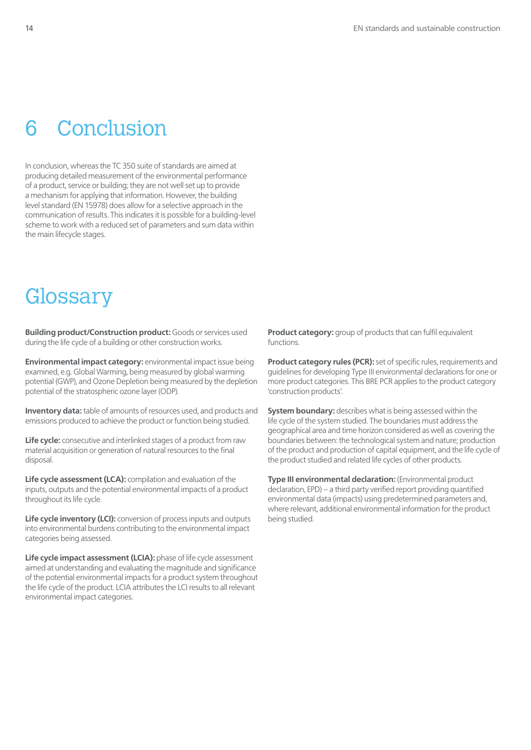# 6 Conclusion

In conclusion, whereas the TC 350 suite of standards are aimed at producing detailed measurement of the environmental performance of a product, service or building; they are not well set up to provide a mechanism for applying that information. However, the building level standard (EN 15978) does allow for a selective approach in the communication of results. This indicates it is possible for a building-level scheme to work with a reduced set of parameters and sum data within the main lifecycle stages.

# Glossary

**Building product/Construction product:** Goods or services used during the life cycle of a building or other construction works.

**Environmental impact category:** environmental impact issue being examined, e.g. Global Warming, being measured by global warming potential (GWP), and Ozone Depletion being measured by the depletion potential of the stratospheric ozone layer (ODP).

**Inventory data:** table of amounts of resources used, and products and emissions produced to achieve the product or function being studied.

**Life cycle:** consecutive and interlinked stages of a product from raw material acquisition or generation of natural resources to the final disposal.

**Life cycle assessment (LCA):** compilation and evaluation of the inputs, outputs and the potential environmental impacts of a product throughout its life cycle.

**Life cycle inventory (LCI):** conversion of process inputs and outputs into environmental burdens contributing to the environmental impact categories being assessed.

**Life cycle impact assessment (LCIA):** phase of life cycle assessment aimed at understanding and evaluating the magnitude and significance of the potential environmental impacts for a product system throughout the life cycle of the product. LCIA attributes the LCI results to all relevant environmental impact categories.

**Product category:** group of products that can fulfil equivalent functions.

**Product category rules (PCR):** set of specific rules, requirements and guidelines for developing Type III environmental declarations for one or more product categories. This BRE PCR applies to the product category 'construction products'.

**System boundary:** describes what is being assessed within the life cycle of the system studied. The boundaries must address the geographical area and time horizon considered as well as covering the boundaries between: the technological system and nature; production of the product and production of capital equipment, and the life cycle of the product studied and related life cycles of other products.

**Type III environmental declaration:** (Environmental product declaration, EPD) – a third party verified report providing quantified environmental data (impacts) using predetermined parameters and, where relevant, additional environmental information for the product being studied.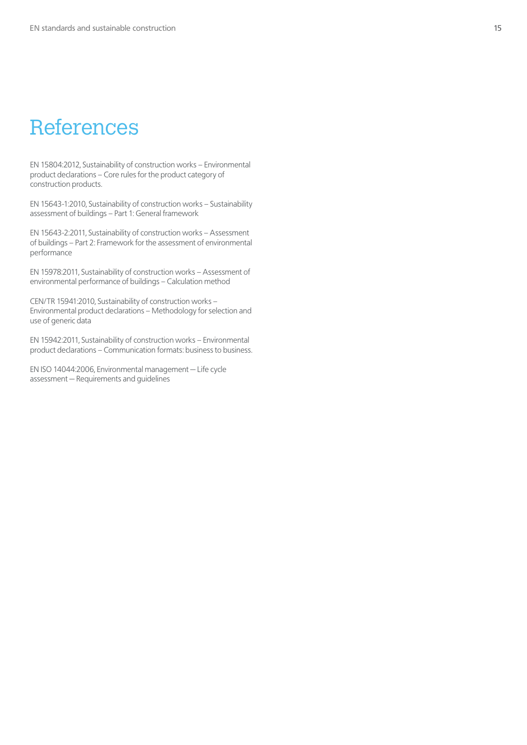# References

EN 15804:2012, Sustainability of construction works – Environmental product declarations – Core rules for the product category of construction products.

EN 15643-1:2010, Sustainability of construction works – Sustainability assessment of buildings – Part 1: General framework

EN 15643-2:2011, Sustainability of construction works – Assessment of buildings – Part 2: Framework for the assessment of environmental performance

EN 15978:2011, Sustainability of construction works – Assessment of environmental performance of buildings – Calculation method

CEN/TR 15941:2010, Sustainability of construction works – Environmental product declarations – Methodology for selection and use of generic data

EN 15942:2011, Sustainability of construction works – Environmental product declarations – Communication formats: business to business.

EN ISO 14044:2006, Environmental management — Life cycle assessment — Requirements and guidelines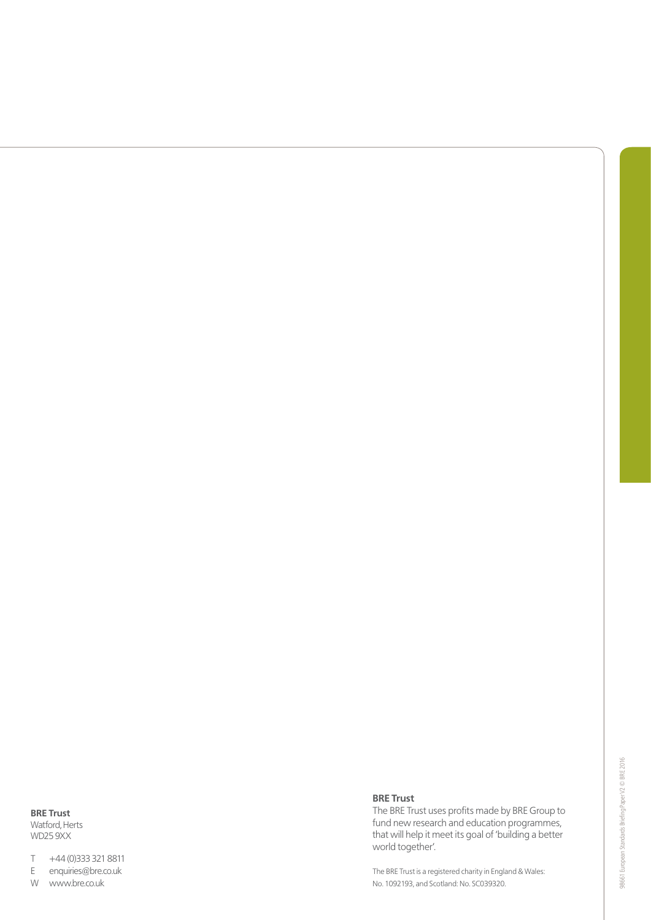**BRE Trust**
Watford, Herts
WD25 9XX

T +44 (0)333 321 8811
E enquiries@bre.co.uk
W www.bre.co.uk

**BRE Trust**

The BRE Trust uses profits made by BRE Group to fund new research and education programmes, that will help it meet its goal of 'building a better world together'.

The BRE Trust is a registered charity in England & Wales: No. 1092193, and Scotland: No. SC039320.

98661 European Standards Briefing Paper V2 © BRE 2016